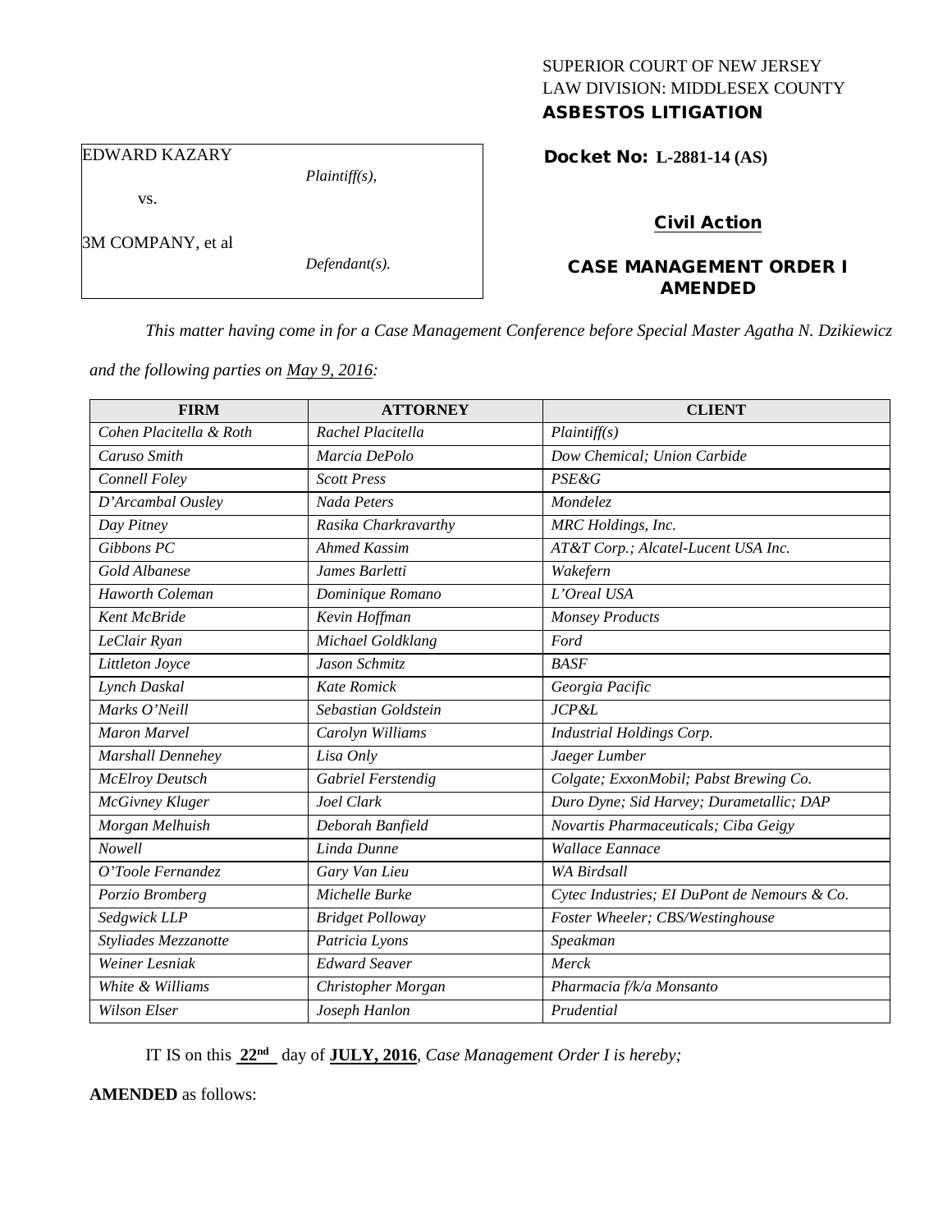SUPERIOR COURT OF NEW JERSEY
LAW DIVISION: MIDDLESEX COUNTY
**ASBESTOS LITIGATION**

EDWARD KAZARY
*Plaintiff(s),*

vs.

3M COMPANY, et al
*Defendant(s).*

**Docket No: L-2881-14 (AS)**

**Civil Action**

**CASE MANAGEMENT ORDER I AMENDED**

*This matter having come in for a Case Management Conference before Special Master Agatha N. Dzikiewicz and the following parties on* *May 9, 2016:*

| FIRM | ATTORNEY | CLIENT |
|---|---|---|
| *Cohen Placitella & Roth* | *Rachel Placitella* | *Plaintiff(s)* |
| *Caruso Smith* | *Marcia DePolo* | *Dow Chemical; Union Carbide* |
| *Connell Foley* | *Scott Press* | *PSE&G* |
| *D'Arcambal Ousley* | *Nada Peters* | *Mondelez* |
| *Day Pitney* | *Rasika Charkravarthy* | *MRC Holdings, Inc.* |
| *Gibbons PC* | *Ahmed Kassim* | *AT&T Corp.; Alcatel-Lucent USA Inc.* |
| *Gold Albanese* | *James Barletti* | *Wakefern* |
| *Haworth Coleman* | *Dominique Romano* | *L'Oreal USA* |
| *Kent McBride* | *Kevin Hoffman* | *Monsey Products* |
| *LeClair Ryan* | *Michael Goldklang* | *Ford* |
| *Littleton Joyce* | *Jason Schmitz* | *BASF* |
| *Lynch Daskal* | *Kate Romick* | *Georgia Pacific* |
| *Marks O'Neill* | *Sebastian Goldstein* | *JCP&L* |
| *Maron Marvel* | *Carolyn Williams* | *Industrial Holdings Corp.* |
| *Marshall Dennehey* | *Lisa Only* | *Jaeger Lumber* |
| *McElroy Deutsch* | *Gabriel Ferstendig* | *Colgate; ExxonMobil; Pabst Brewing Co.* |
| *McGivney Kluger* | *Joel Clark* | *Duro Dyne; Sid Harvey; Durametallic; DAP* |
| *Morgan Melhuish* | *Deborah Banfield* | *Novartis Pharmaceuticals; Ciba Geigy* |
| *Nowell* | *Linda Dunne* | *Wallace Eannace* |
| *O'Toole Fernandez* | *Gary Van Lieu* | *WA Birdsall* |
| *Porzio Bromberg* | *Michelle Burke* | *Cytec Industries; EI DuPont de Nemours & Co.* |
| *Sedgwick LLP* | *Bridget Polloway* | *Foster Wheeler; CBS/Westinghouse* |
| *Styliades Mezzanotte* | *Patricia Lyons* | *Speakman* |
| *Weiner Lesniak* | *Edward Seaver* | *Merck* |
| *White & Williams* | *Christopher Morgan* | *Pharmacia f/k/a Monsanto* |
| *Wilson Elser* | *Joseph Hanlon* | *Prudential* |

IT IS on this **22nd** day of **JULY, 2016**, *Case Management Order I is hereby;*

**AMENDED** as follows: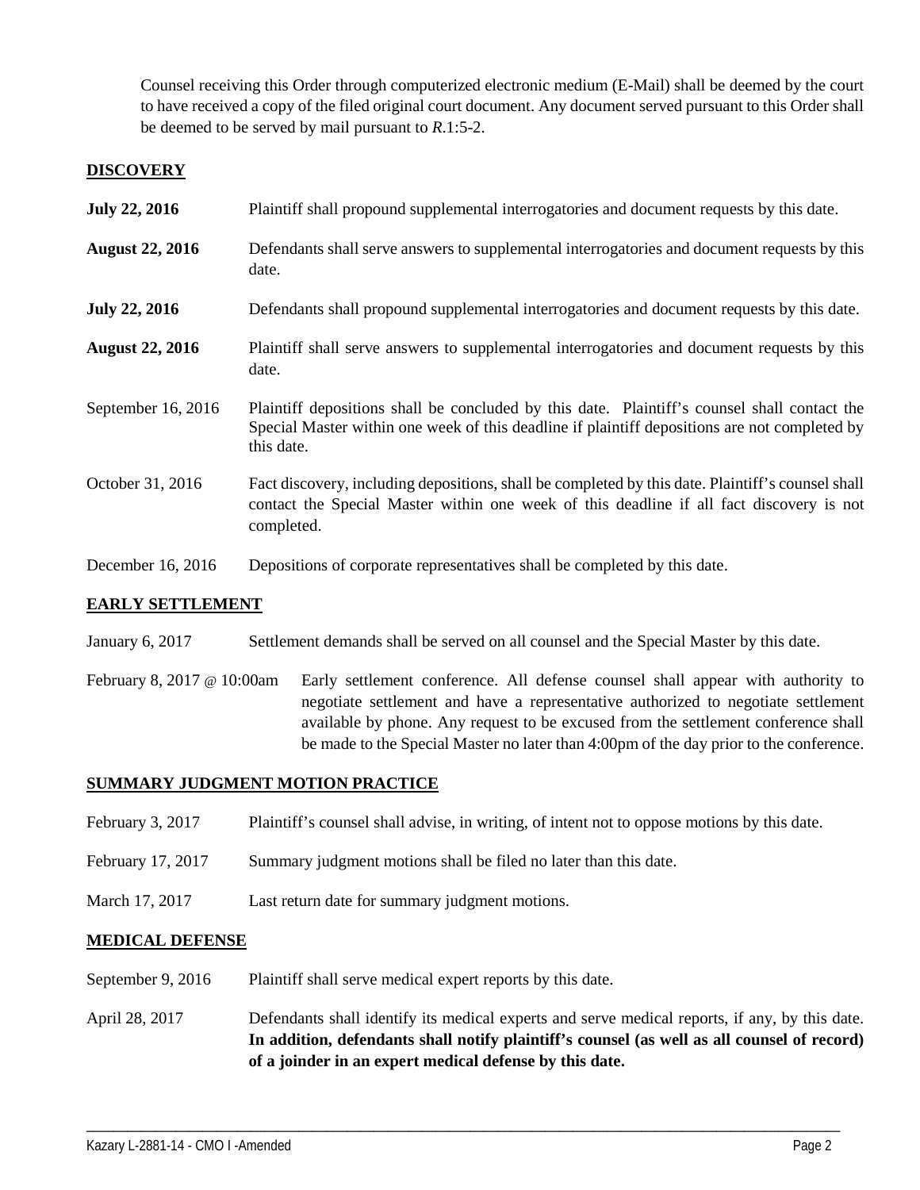Counsel receiving this Order through computerized electronic medium (E-Mail) shall be deemed by the court to have received a copy of the filed original court document. Any document served pursuant to this Order shall be deemed to be served by mail pursuant to *R*.1:5-2.

## DISCOVERY

| | |
|---|---|
| **July 22, 2016** | Plaintiff shall propound supplemental interrogatories and document requests by this date. |
| **August 22, 2016** | Defendants shall serve answers to supplemental interrogatories and document requests by this date. |
| **July 22, 2016** | Defendants shall propound supplemental interrogatories and document requests by this date. |
| **August 22, 2016** | Plaintiff shall serve answers to supplemental interrogatories and document requests by this date. |
| September 16, 2016 | Plaintiff depositions shall be concluded by this date. Plaintiff's counsel shall contact the Special Master within one week of this deadline if plaintiff depositions are not completed by this date. |
| October 31, 2016 | Fact discovery, including depositions, shall be completed by this date. Plaintiff's counsel shall contact the Special Master within one week of this deadline if all fact discovery is not completed. |
| December 16, 2016 | Depositions of corporate representatives shall be completed by this date. |

## EARLY SETTLEMENT

| | |
|---|---|
| January 6, 2017 | Settlement demands shall be served on all counsel and the Special Master by this date. |
| February 8, 2017 @ 10:00am | Early settlement conference. All defense counsel shall appear with authority to negotiate settlement and have a representative authorized to negotiate settlement available by phone. Any request to be excused from the settlement conference shall be made to the Special Master no later than 4:00pm of the day prior to the conference. |

## SUMMARY JUDGMENT MOTION PRACTICE

| | |
|---|---|
| February 3, 2017 | Plaintiff's counsel shall advise, in writing, of intent not to oppose motions by this date. |
| February 17, 2017 | Summary judgment motions shall be filed no later than this date. |
| March 17, 2017 | Last return date for summary judgment motions. |

## MEDICAL DEFENSE

| | |
|---|---|
| September 9, 2016 | Plaintiff shall serve medical expert reports by this date. |
| April 28, 2017 | Defendants shall identify its medical experts and serve medical reports, if any, by this date. **In addition, defendants shall notify plaintiff's counsel (as well as all counsel of record) of a joinder in an expert medical defense by this date.** |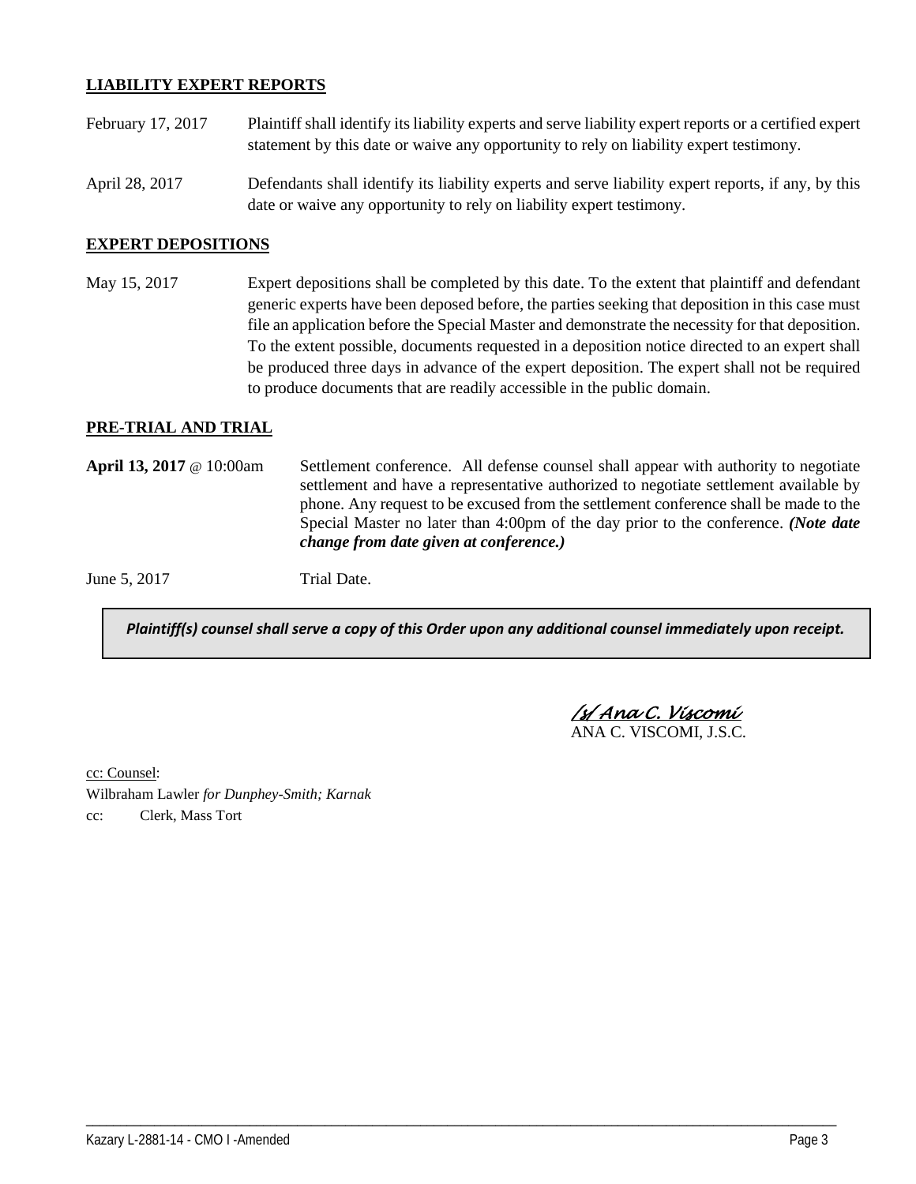**LIABILITY EXPERT REPORTS**

| | |
|---|---|
| February 17, 2017 | Plaintiff shall identify its liability experts and serve liability expert reports or a certified expert statement by this date or waive any opportunity to rely on liability expert testimony. |
| April 28, 2017 | Defendants shall identify its liability experts and serve liability expert reports, if any, by this date or waive any opportunity to rely on liability expert testimony. |

**EXPERT DEPOSITIONS**

| | |
|---|---|
| May 15, 2017 | Expert depositions shall be completed by this date. To the extent that plaintiff and defendant generic experts have been deposed before, the parties seeking that deposition in this case must file an application before the Special Master and demonstrate the necessity for that deposition. To the extent possible, documents requested in a deposition notice directed to an expert shall be produced three days in advance of the expert deposition. The expert shall not be required to produce documents that are readily accessible in the public domain. |

**PRE-TRIAL AND TRIAL**

| | |
|---|---|
| **April 13, 2017** @ 10:00am | Settlement conference. All defense counsel shall appear with authority to negotiate settlement and have a representative authorized to negotiate settlement available by phone. Any request to be excused from the settlement conference shall be made to the Special Master no later than 4:00pm of the day prior to the conference. ***(Note date change from date given at conference.)*** |
| June 5, 2017 | Trial Date. |

***Plaintiff(s) counsel shall serve a copy of this Order upon any additional counsel immediately upon receipt.***

*/s/ Ana C. Viscomi*
ANA C. VISCOMI, J.S.C.

cc: Counsel:
Wilbraham Lawler *for Dunphey-Smith; Karnak*
cc: Clerk, Mass Tort